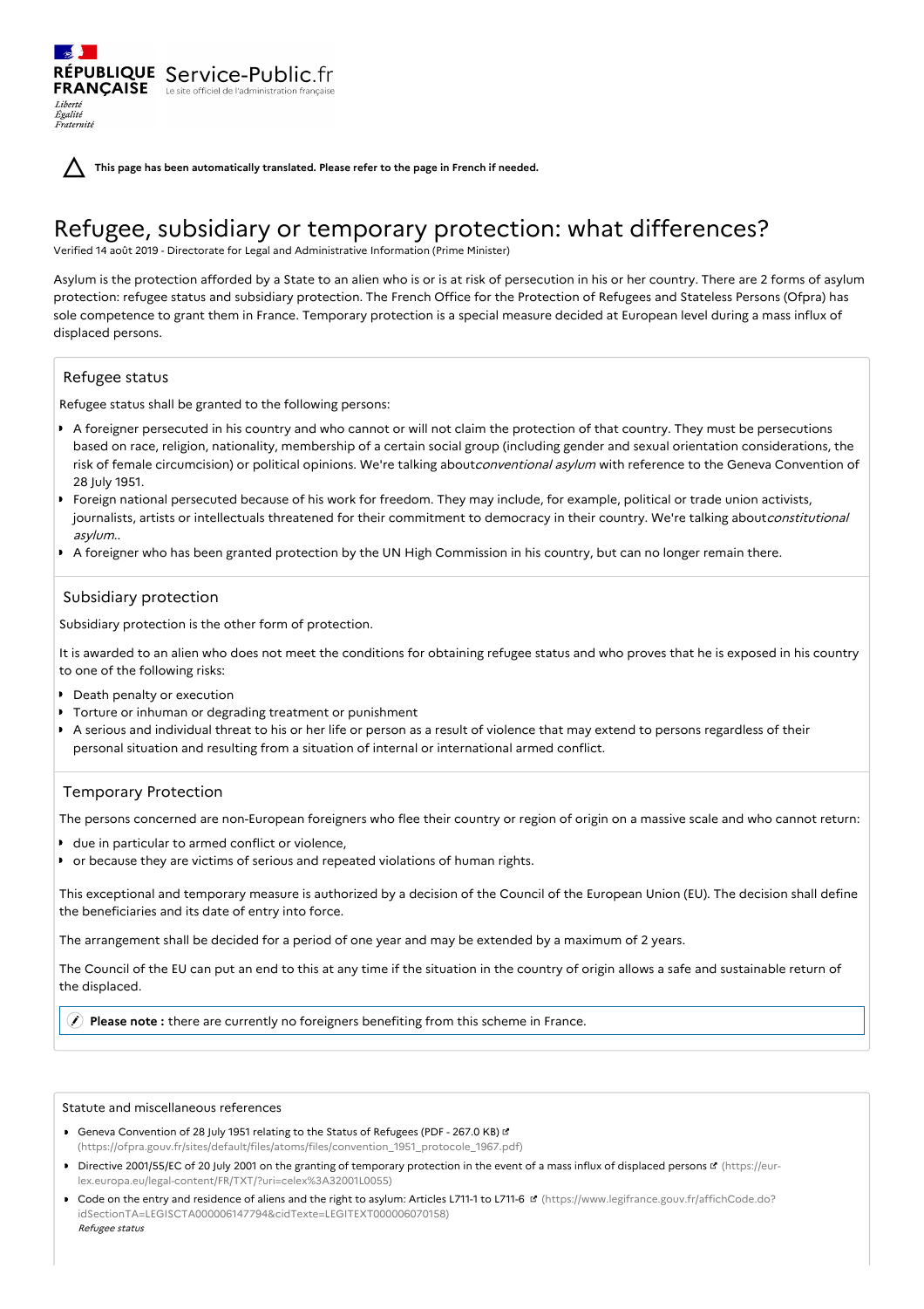**This page has been automatically translated. Please refer to the page in French if needed.**

# Refugee, subsidiary or temporary protection: what differences?

Verified 14 août 2019 - Directorate for Legal and Administrative Information (Prime Minister)

Asylum is the protection afforded by a State to an alien who is or is at risk of persecution in his or her country. There are 2 forms of asylum protection: refugee status and subsidiary protection. The French Office for the Protection of Refugees and Stateless Persons (Ofpra) has sole competence to grant them in France. Temporary protection is a special measure decided at European level during a mass influx of displaced persons.

## Refugee status

Refugee status shall be granted to the following persons:

- A foreigner persecuted in his country and who cannot or will not claim the protection of that country. They must be persecutions based on race, religion, nationality, membership of a certain social group (including gender and sexual orientation considerations, the risk of female circumcision) or political opinions. We're talking about*conventional asylum* with reference to the Geneva Convention of 28 July 1951.
- Foreign national persecuted because of his work for freedom. They may include, for example, political or trade union activists, journalists, artists or intellectuals threatened for their commitment to democracy in their country. We're talking about*constitutional asylum.*.
- A foreigner who has been granted protection by the UN High Commission in his country, but can no longer remain there.

## Subsidiary protection

Subsidiary protection is the other form of protection.

It is awarded to an alien who does not meet the conditions for obtaining refugee status and who proves that he is exposed in his country to one of the following risks:

- Death penalty or execution
- Torture or inhuman or degrading treatment or punishment
- A serious and individual threat to his or her life or person as a result of violence that may extend to persons regardless of their personal situation and resulting from a situation of internal or international armed conflict.

## Temporary Protection

The persons concerned are non-European foreigners who flee their country or region of origin on a massive scale and who cannot return:

- due in particular to armed conflict or violence,
- or because they are victims of serious and repeated violations of human rights.

This exceptional and temporary measure is authorized by a decision of the Council of the European Union (EU). The decision shall define the beneficiaries and its date of entry into force.

The arrangement shall be decided for a period of one year and may be extended by a maximum of 2 years.

The Council of the EU can put an end to this at any time if the situation in the country of origin allows a safe and sustainable return of the displaced.

**Please note :** there are currently no foreigners benefiting from this scheme in France.

Statute and miscellaneous references

- Geneva Convention of 28 July 1951 relating to the Status of Refugees (PDF - 267.0 KB) (https://ofpra.gouv.fr/sites/default/files/atoms/files/convention_1951_protocole_1967.pdf)
- Directive 2001/55/EC of 20 July 2001 on the granting of temporary protection in the event of a mass influx of displaced persons (https://eur-lex.europa.eu/legal-content/FR/TXT/?uri=celex%3A32001L0055)
- Code on the entry and residence of aliens and the right to asylum: Articles L711-1 to L711-6 (https://www.legifrance.gouv.fr/affichCode.do?idSectionTA=LEGISCTA000006147794&cidTexte=LEGITEXT000006070158)
  *Refugee status*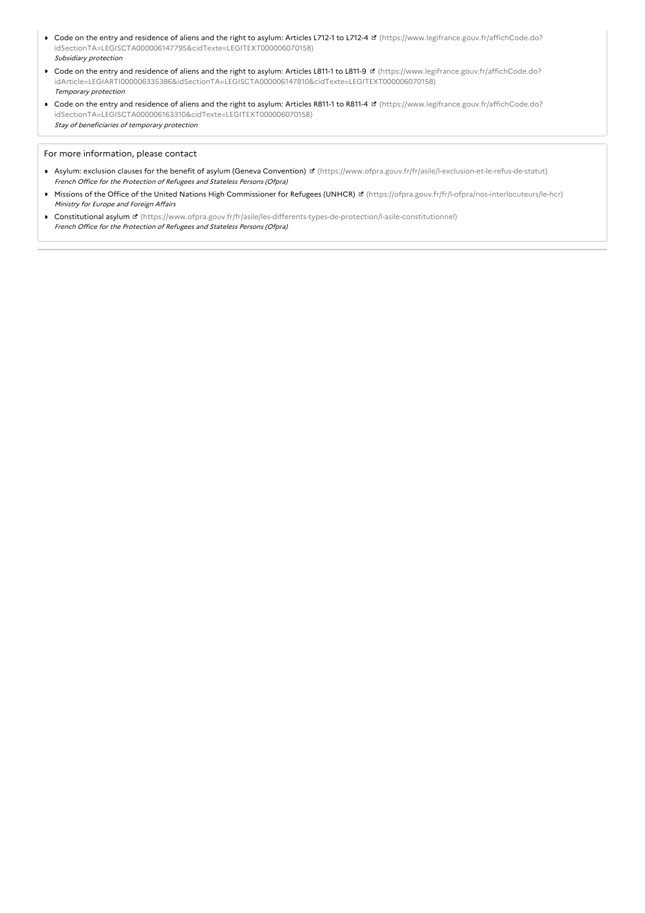- Code on the entry and residence of aliens and the right to asylum: Articles L712-1 to L712-4 (https://www.legifrance.gouv.fr/affichCode.do?idSectionTA=LEGISCTA000006147795&cidTexte=LEGITEXT000006070158)
  *Subsidiary protection*
- Code on the entry and residence of aliens and the right to asylum: Articles L811-1 to L811-9 (https://www.legifrance.gouv.fr/affichCode.do?idArticle=LEGIARTI000006335386&idSectionTA=LEGISCTA000006147810&cidTexte=LEGITEXT000006070158)
  *Temporary protection*
- Code on the entry and residence of aliens and the right to asylum: Articles R811-1 to R811-4 (https://www.legifrance.gouv.fr/affichCode.do?idSectionTA=LEGISCTA000006163310&cidTexte=LEGITEXT000006070158)
  *Stay of beneficiaries of temporary protection*

For more information, please contact

- Asylum: exclusion clauses for the benefit of asylum (Geneva Convention) (https://www.ofpra.gouv.fr/fr/asile/l-exclusion-et-le-refus-de-statut)
  *French Office for the Protection of Refugees and Stateless Persons (Ofpra)*
- Missions of the Office of the United Nations High Commissioner for Refugees (UNHCR) (https://ofpra.gouv.fr/fr/l-ofpra/nos-interlocuteurs/le-hcr)
  *Ministry for Europe and Foreign Affairs*
- Constitutional asylum (https://www.ofpra.gouv.fr/fr/asile/les-differents-types-de-protection/l-asile-constitutionnel)
  *French Office for the Protection of Refugees and Stateless Persons (Ofpra)*